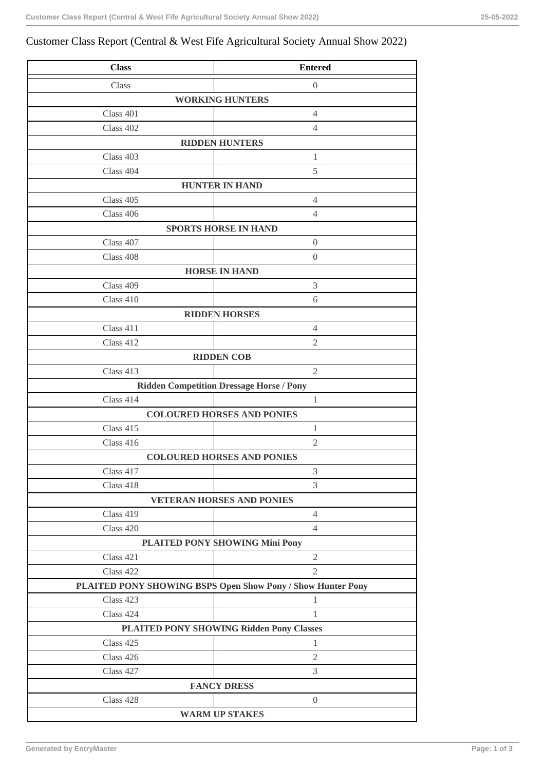# Customer Class Report (Central & West Fife Agricultural Society Annual Show 2022)

| Class | Entered |
|---|---|
| Class | 0 |
| **WORKING HUNTERS** | |
| Class 401 | 4 |
| Class 402 | 4 |
| **RIDDEN HUNTERS** | |
| Class 403 | 1 |
| Class 404 | 5 |
| **HUNTER IN HAND** | |
| Class 405 | 4 |
| Class 406 | 4 |
| **SPORTS HORSE IN HAND** | |
| Class 407 | 0 |
| Class 408 | 0 |
| **HORSE IN HAND** | |
| Class 409 | 3 |
| Class 410 | 6 |
| **RIDDEN HORSES** | |
| Class 411 | 4 |
| Class 412 | 2 |
| **RIDDEN COB** | |
| Class 413 | 2 |
| **Ridden Competition Dressage Horse / Pony** | |
| Class 414 | 1 |
| **COLOURED HORSES AND PONIES** | |
| Class 415 | 1 |
| Class 416 | 2 |
| **COLOURED HORSES AND PONIES** | |
| Class 417 | 3 |
| Class 418 | 3 |
| **VETERAN HORSES AND PONIES** | |
| Class 419 | 4 |
| Class 420 | 4 |
| **PLAITED PONY SHOWING Mini Pony** | |
| Class 421 | 2 |
| Class 422 | 2 |
| **PLAITED PONY SHOWING BSPS Open Show Pony / Show Hunter Pony** | |
| Class 423 | 1 |
| Class 424 | 1 |
| **PLAITED PONY SHOWING Ridden Pony Classes** | |
| Class 425 | 1 |
| Class 426 | 2 |
| Class 427 | 3 |
| **FANCY DRESS** | |
| Class 428 | 0 |
| **WARM UP STAKES** | |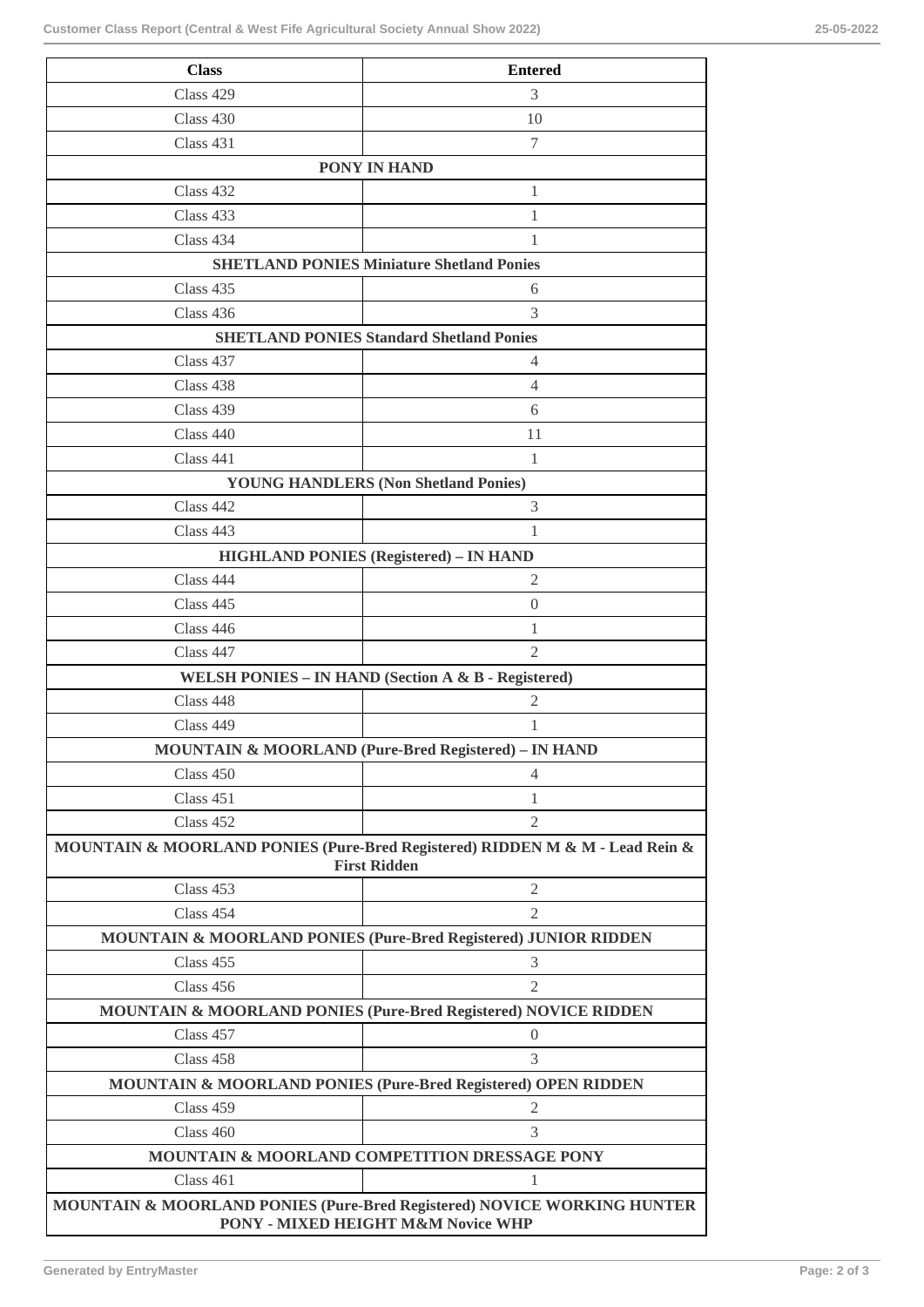| Class | Entered |
| --- | --- |
| Class 429 | 3 |
| Class 430 | 10 |
| Class 431 | 7 |
| **PONY IN HAND** | |
| Class 432 | 1 |
| Class 433 | 1 |
| Class 434 | 1 |
| **SHETLAND PONIES Miniature Shetland Ponies** | |
| Class 435 | 6 |
| Class 436 | 3 |
| **SHETLAND PONIES Standard Shetland Ponies** | |
| Class 437 | 4 |
| Class 438 | 4 |
| Class 439 | 6 |
| Class 440 | 11 |
| Class 441 | 1 |
| **YOUNG HANDLERS (Non Shetland Ponies)** | |
| Class 442 | 3 |
| Class 443 | 1 |
| **HIGHLAND PONIES (Registered) – IN HAND** | |
| Class 444 | 2 |
| Class 445 | 0 |
| Class 446 | 1 |
| Class 447 | 2 |
| **WELSH PONIES – IN HAND (Section A & B - Registered)** | |
| Class 448 | 2 |
| Class 449 | 1 |
| **MOUNTAIN & MOORLAND (Pure-Bred Registered) – IN HAND** | |
| Class 450 | 4 |
| Class 451 | 1 |
| Class 452 | 2 |
| **MOUNTAIN & MOORLAND PONIES (Pure-Bred Registered) RIDDEN M & M - Lead Rein & First Ridden** | |
| Class 453 | 2 |
| Class 454 | 2 |
| **MOUNTAIN & MOORLAND PONIES (Pure-Bred Registered) JUNIOR RIDDEN** | |
| Class 455 | 3 |
| Class 456 | 2 |
| **MOUNTAIN & MOORLAND PONIES (Pure-Bred Registered) NOVICE RIDDEN** | |
| Class 457 | 0 |
| Class 458 | 3 |
| **MOUNTAIN & MOORLAND PONIES (Pure-Bred Registered) OPEN RIDDEN** | |
| Class 459 | 2 |
| Class 460 | 3 |
| **MOUNTAIN & MOORLAND COMPETITION DRESSAGE PONY** | |
| Class 461 | 1 |
| **MOUNTAIN & MOORLAND PONIES (Pure-Bred Registered) NOVICE WORKING HUNTER PONY - MIXED HEIGHT M&M Novice WHP** | |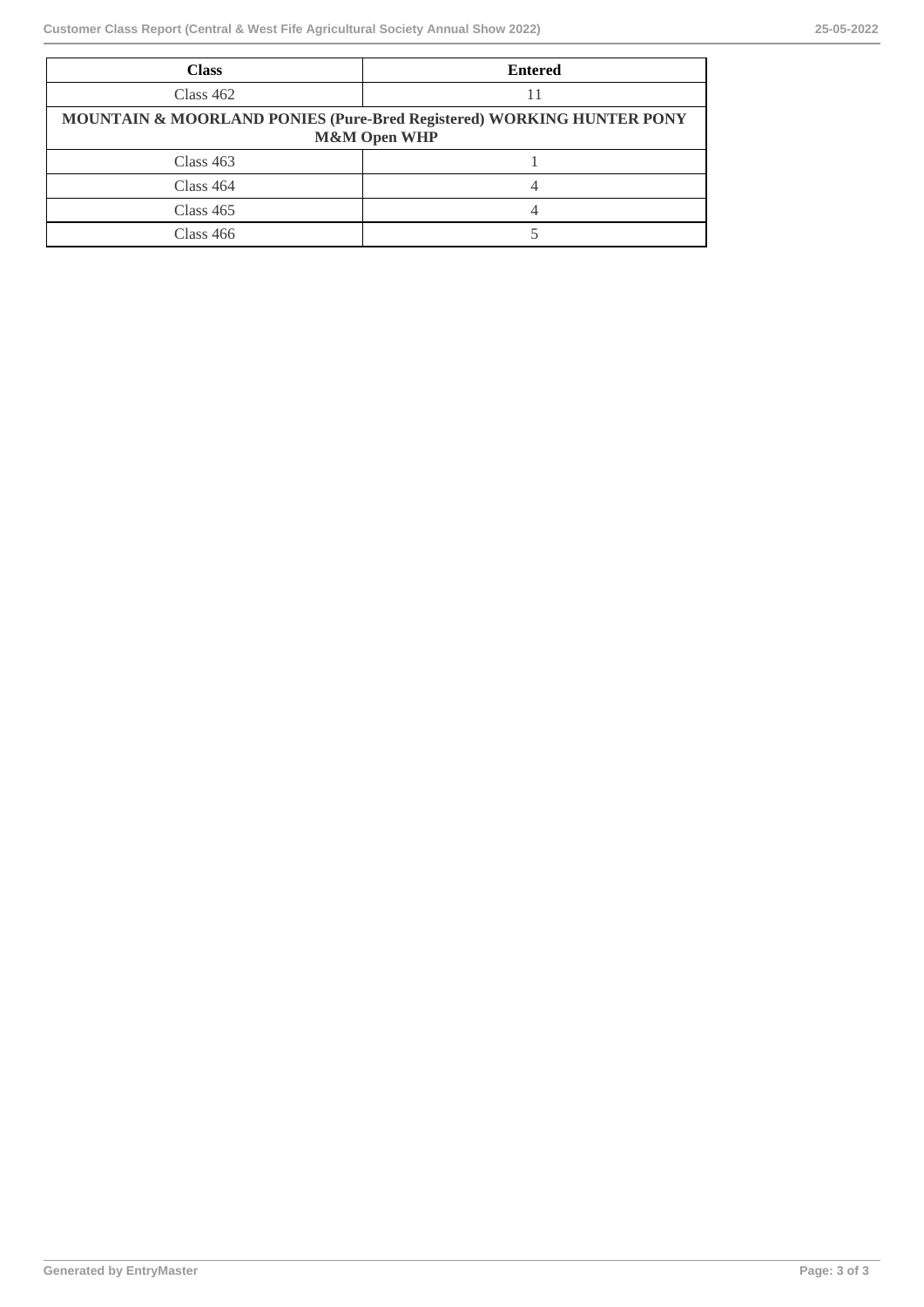| Class | Entered |
|---|---|
| Class 462 | 11 |
| **MOUNTAIN & MOORLAND PONIES (Pure-Bred Registered) WORKING HUNTER PONY M&M Open WHP** | |
| Class 463 | 1 |
| Class 464 | 4 |
| Class 465 | 4 |
| Class 466 | 5 |